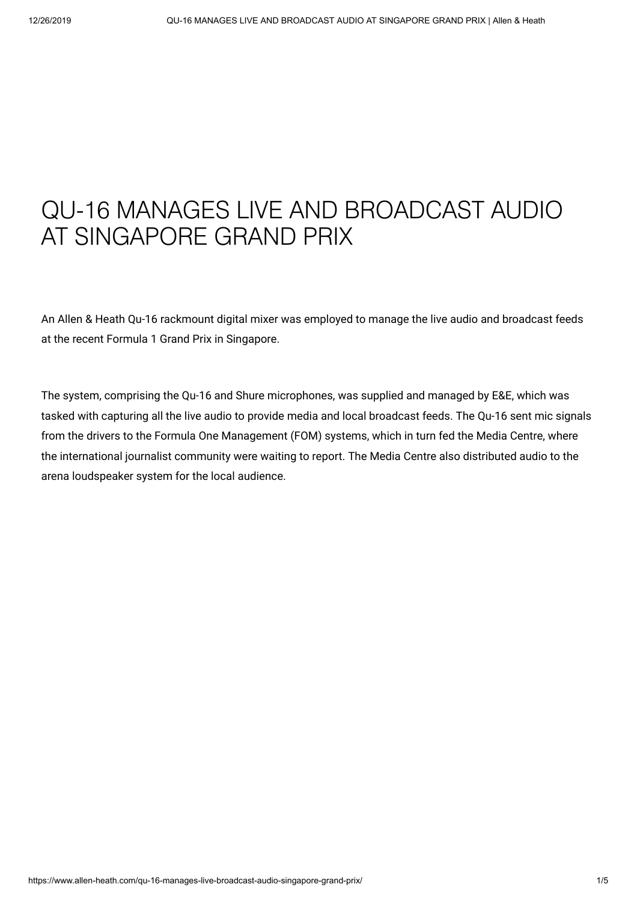# QU-16 MANAGES LIVE AND BROADCAST AUDIO AT SINGAPORE GRAND PRIX

An Allen & Heath Qu-16 rackmount digital mixer was employed to manage the live audio and broadcast feeds at the recent Formula 1 Grand Prix in Singapore.

The system, comprising the Qu-16 and Shure microphones, was supplied and managed by E&E, which was tasked with capturing all the live audio to provide media and local broadcast feeds. The Qu-16 sent mic signals from the drivers to the Formula One Management (FOM) systems, which in turn fed the Media Centre, where the international journalist community were waiting to report. The Media Centre also distributed audio to the arena loudspeaker system for the local audience.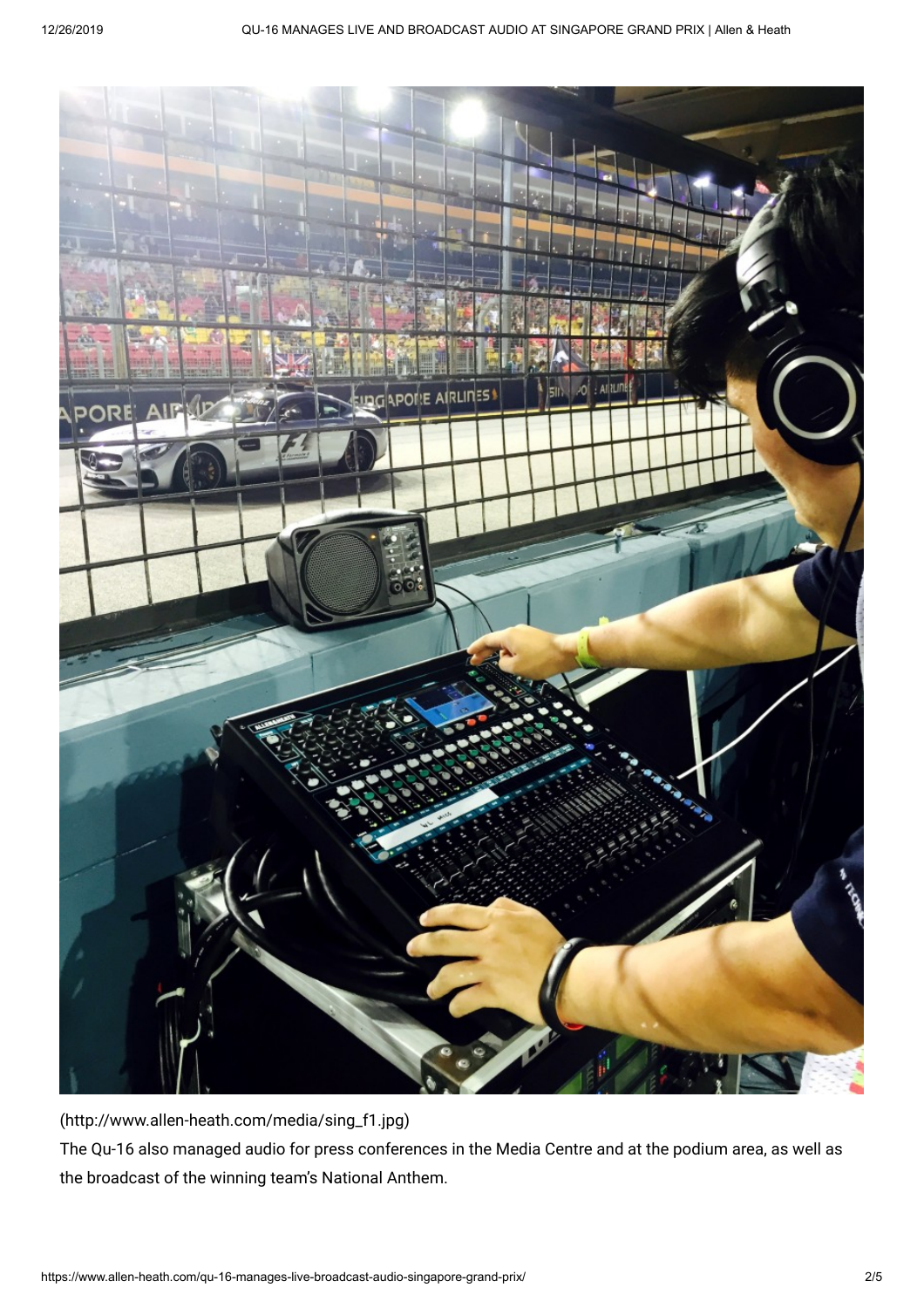(http://www.allen-heath.com/media/sing_f1.jpg)

The Qu-16 also managed audio for press conferences in the Media Centre and at the podium area, as well as the broadcast of the winning team's National Anthem.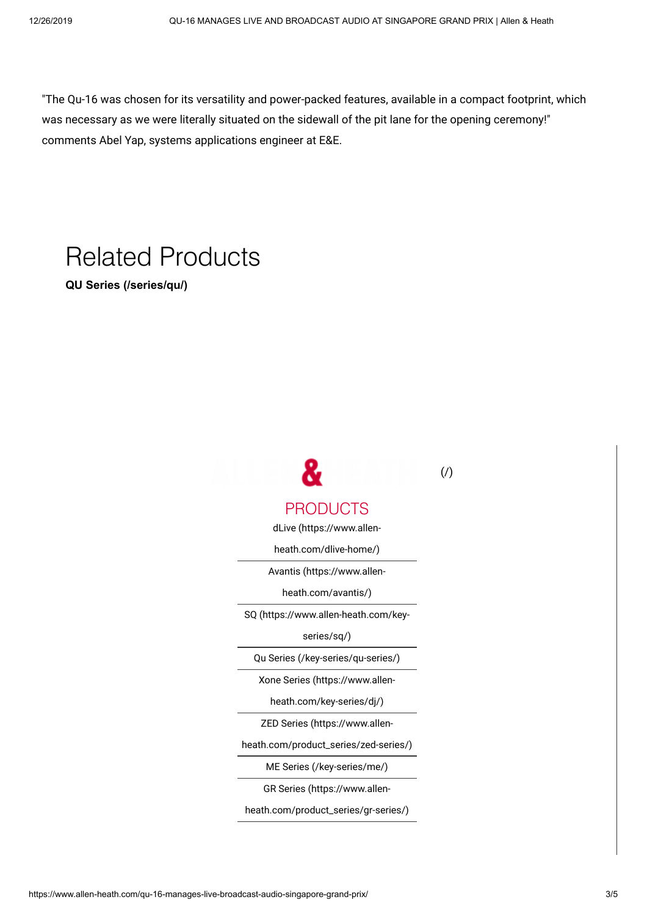"The Qu-16 was chosen for its versatility and power-packed features, available in a compact footprint, which was necessary as we were literally situated on the sidewall of the pit lane for the opening ceremony!" comments Abel Yap, systems applications engineer at E&E.

# Related Products

**QU Series (/series/qu/)**

(/)

## PRODUCTS

dLive (https://www.allen-heath.com/dlive-home/)

Avantis (https://www.allen-heath.com/avantis/)

SQ (https://www.allen-heath.com/key-series/sq/)

Qu Series (/key-series/qu-series/)

Xone Series (https://www.allen-heath.com/key-series/dj/)

ZED Series (https://www.allen-heath.com/product_series/zed-series/)

ME Series (/key-series/me/)

GR Series (https://www.allen-heath.com/product_series/gr-series/)